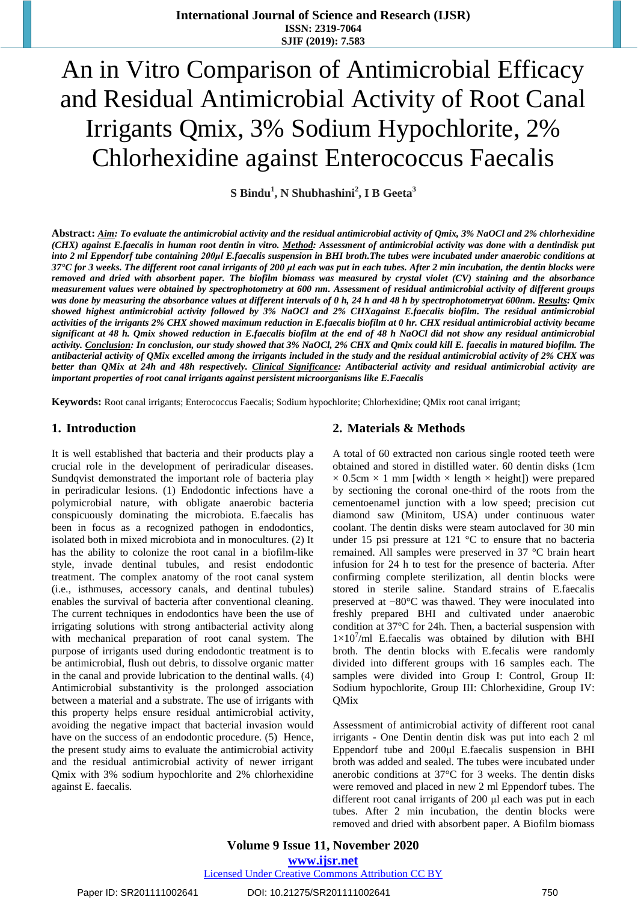# An in Vitro Comparison of Antimicrobial Efficacy and Residual Antimicrobial Activity of Root Canal Irrigants Qmix, 3% Sodium Hypochlorite, 2% Chlorhexidine against Enterococcus Faecalis

**S Bindu[1], N Shubhashini[2], I B Geeta[3]**

**Abstract:** ***Aim**: To evaluate the antimicrobial activity and the residual antimicrobial activity of Qmix, 3% NaOCl and 2% chlorhexidine (CHX) against E.faecalis in human root dentin in vitro. **Method**: Assessment of antimicrobial activity was done with a dentindisk put into 2 ml Eppendorf tube containing 200µl E.faecalis suspension in BHI broth.The tubes were incubated under anaerobic conditions at 37°C for 3 weeks. The different root canal irrigants of 200 µl each was put in each tubes. After 2 min incubation, the dentin blocks were removed and dried with absorbent paper. The biofilm biomass was measured by crystal violet (CV) staining and the absorbance measurement values were obtained by spectrophotometry at 600 nm. Assessment of residual antimicrobial activity of different groups was done by measuring the absorbance values at different intervals of 0 h, 24 h and 48 h by spectrophotometryat 600nm. **Results**: Qmix showed highest antimicrobial activity followed by 3% NaOCl and 2% CHXagainst E.faecalis biofilm. The residual antimicrobial activities of the irrigants 2% CHX showed maximum reduction in E.faecalis biofilm at 0 hr. CHX residual antimicrobial activity became significant at 48 h. Qmix showed reduction in E.faecalis biofilm at the end of 48 h NaOCl did not show any residual antimicrobial activity. **Conclusion**: In conclusion, our study showed that 3% NaOCl, 2% CHX and Qmix could kill E. faecalis in matured biofilm. The antibacterial activity of QMix excelled among the irrigants included in the study and the residual antimicrobial activity of 2% CHX was better than QMix at 24h and 48h respectively. **Clinical Significance**: Antibacterial activity and residual antimicrobial activity are important properties of root canal irrigants against persistent microorganisms like E.Faecalis*

**Keywords:** Root canal irrigants; Enterococcus Faecalis; Sodium hypochlorite; Chlorhexidine; QMix root canal irrigant;

## 1. Introduction

It is well established that bacteria and their products play a crucial role in the development of periradicular diseases. Sundqvist demonstrated the important role of bacteria play in periradicular lesions. (1) Endodontic infections have a polymicrobial nature, with obligate anaerobic bacteria conspicuously dominating the microbiota. E.faecalis has been in focus as a recognized pathogen in endodontics, isolated both in mixed microbiota and in monocultures. (2) It has the ability to colonize the root canal in a biofilm-like style, invade dentinal tubules, and resist endodontic treatment. The complex anatomy of the root canal system (i.e., isthmuses, accessory canals, and dentinal tubules) enables the survival of bacteria after conventional cleaning. The current techniques in endodontics have been the use of irrigating solutions with strong antibacterial activity along with mechanical preparation of root canal system. The purpose of irrigants used during endodontic treatment is to be antimicrobial, flush out debris, to dissolve organic matter in the canal and provide lubrication to the dentinal walls. (4) Antimicrobial substantivity is the prolonged association between a material and a substrate. The use of irrigants with this property helps ensure residual antimicrobial activity, avoiding the negative impact that bacterial invasion would have on the success of an endodontic procedure. (5) Hence, the present study aims to evaluate the antimicrobial activity and the residual antimicrobial activity of newer irrigant Qmix with 3% sodium hypochlorite and 2% chlorhexidine against E. faecalis.

## 2. Materials & Methods

A total of 60 extracted non carious single rooted teeth were obtained and stored in distilled water. 60 dentin disks (1cm × 0.5cm × 1 mm [width × length × height]) were prepared by sectioning the coronal one-third of the roots from the cementoenamel junction with a low speed; precision cut diamond saw (Minitom, USA) under continuous water coolant. The dentin disks were steam autoclaved for 30 min under 15 psi pressure at 121 °C to ensure that no bacteria remained. All samples were preserved in 37 °C brain heart infusion for 24 h to test for the presence of bacteria. After confirming complete sterilization, all dentin blocks were stored in sterile saline. Standard strains of E.faecalis preserved at −80°C was thawed. They were inoculated into freshly prepared BHI and cultivated under anaerobic condition at 37°C for 24h. Then, a bacterial suspension with $1\times10^7$/ml E.faecalis was obtained by dilution with BHI broth. The dentin blocks with E.fecalis were randomly divided into different groups with 16 samples each. The samples were divided into Group I: Control, Group II: Sodium hypochlorite, Group III: Chlorhexidine, Group IV: QMix

Assessment of antimicrobial activity of different root canal irrigants - One Dentin dentin disk was put into each 2 ml Eppendorf tube and 200µl E.faecalis suspension in BHI broth was added and sealed. The tubes were incubated under anerobic conditions at 37°C for 3 weeks. The dentin disks were removed and placed in new 2 ml Eppendorf tubes. The different root canal irrigants of 200 µl each was put in each tubes. After 2 min incubation, the dentin blocks were removed and dried with absorbent paper. A Biofilm biomass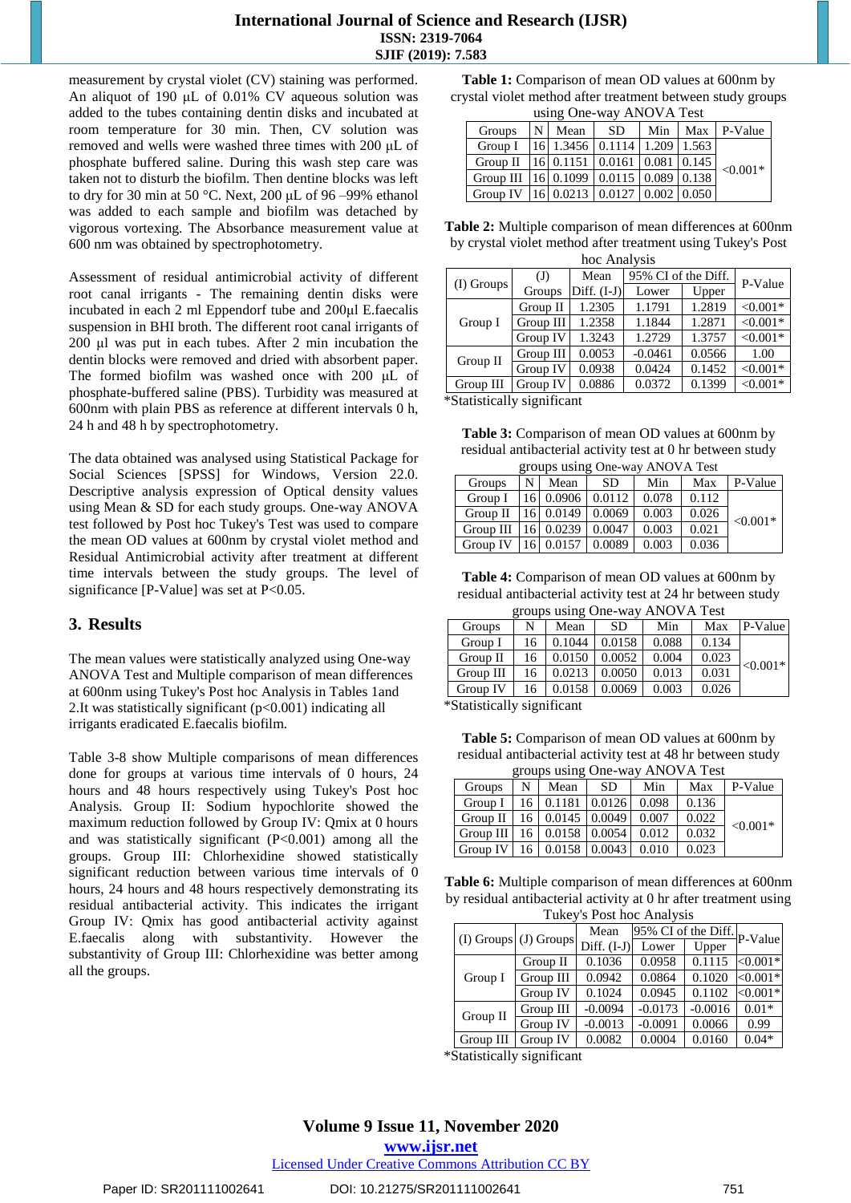measurement by crystal violet (CV) staining was performed. An aliquot of 190 µL of 0.01% CV aqueous solution was added to the tubes containing dentin disks and incubated at room temperature for 30 min. Then, CV solution was removed and wells were washed three times with 200 µL of phosphate buffered saline. During this wash step care was taken not to disturb the biofilm. Then dentine blocks was left to dry for 30 min at 50 °C. Next, 200 µL of 96 –99% ethanol was added to each sample and biofilm was detached by vigorous vortexing. The Absorbance measurement value at 600 nm was obtained by spectrophotometry.

Assessment of residual antimicrobial activity of different root canal irrigants - The remaining dentin disks were incubated in each 2 ml Eppendorf tube and 200µl E.faecalis suspension in BHI broth. The different root canal irrigants of 200 µl was put in each tubes. After 2 min incubation the dentin blocks were removed and dried with absorbent paper. The formed biofilm was washed once with 200 µL of phosphate-buffered saline (PBS). Turbidity was measured at 600nm with plain PBS as reference at different intervals 0 h, 24 h and 48 h by spectrophotometry.

The data obtained was analysed using Statistical Package for Social Sciences [SPSS] for Windows, Version 22.0. Descriptive analysis expression of Optical density values using Mean & SD for each study groups. One-way ANOVA test followed by Post hoc Tukey's Test was used to compare the mean OD values at 600nm by crystal violet method and Residual Antimicrobial activity after treatment at different time intervals between the study groups. The level of significance [P-Value] was set at P<0.05.

## 3. Results

The mean values were statistically analyzed using One-way ANOVA Test and Multiple comparison of mean differences at 600nm using Tukey's Post hoc Analysis in Tables 1and 2.It was statistically significant (p<0.001) indicating all irrigants eradicated E.faecalis biofilm.

Table 3-8 show Multiple comparisons of mean differences done for groups at various time intervals of 0 hours, 24 hours and 48 hours respectively using Tukey's Post hoc Analysis. Group II: Sodium hypochlorite showed the maximum reduction followed by Group IV: Qmix at 0 hours and was statistically significant (P<0.001) among all the groups. Group III: Chlorhexidine showed statistically significant reduction between various time intervals of 0 hours, 24 hours and 48 hours respectively demonstrating its residual antibacterial activity. This indicates that the Group IV: Qmix has good antibacterial activity against E.faecalis along with substantivity. However the substantivity of Group III: Chlorhexidine was better among all the groups.

**Table 1:** Comparison of mean OD values at 600nm by crystal violet method after treatment between study groups using One-way ANOVA Test

| Groups | N | Mean | SD | Min | Max | P-Value |
|---|---|---|---|---|---|---|
| Group I | 16 | 1.3456 | 0.1114 | 1.209 | 1.563 | <0.001* |
| Group II | 16 | 0.1151 | 0.0161 | 0.081 | 0.145 | |
| Group III | 16 | 0.1099 | 0.0115 | 0.089 | 0.138 | |
| Group IV | 16 | 0.0213 | 0.0127 | 0.002 | 0.050 | |

**Table 2:** Multiple comparison of mean differences at 600nm by crystal violet method after treatment using Tukey's Post hoc Analysis

| (I) Groups | (J) Groups | Mean Diff. (I-J) | 95% CI of the Diff. Lower | Upper | P-Value |
|---|---|---|---|---|---|
| Group I | Group II | 1.2305 | 1.1791 | 1.2819 | <0.001* |
| | Group III | 1.2358 | 1.1844 | 1.2871 | <0.001* |
| | Group IV | 1.3243 | 1.2729 | 1.3757 | <0.001* |
| Group II | Group III | 0.0053 | -0.0461 | 0.0566 | 1.00 |
| | Group IV | 0.0938 | 0.0424 | 0.1452 | <0.001* |
| Group III | Group IV | 0.0886 | 0.0372 | 0.1399 | <0.001* |

*Statistically significant

**Table 3:** Comparison of mean OD values at 600nm by residual antibacterial activity test at 0 hr between study groups using One-way ANOVA Test

| Groups | N | Mean | SD | Min | Max | P-Value |
|---|---|---|---|---|---|---|
| Group I | 16 | 0.0906 | 0.0112 | 0.078 | 0.112 | <0.001* |
| Group II | 16 | 0.0149 | 0.0069 | 0.003 | 0.026 | |
| Group III | 16 | 0.0239 | 0.0047 | 0.003 | 0.021 | |
| Group IV | 16 | 0.0157 | 0.0089 | 0.003 | 0.036 | |

**Table 4:** Comparison of mean OD values at 600nm by residual antibacterial activity test at 24 hr between study groups using One-way ANOVA Test

| Groups | N | Mean | SD | Min | Max | P-Value |
|---|---|---|---|---|---|---|
| Group I | 16 | 0.1044 | 0.0158 | 0.088 | 0.134 | <0.001* |
| Group II | 16 | 0.0150 | 0.0052 | 0.004 | 0.023 | |
| Group III | 16 | 0.0213 | 0.0050 | 0.013 | 0.031 | |
| Group IV | 16 | 0.0158 | 0.0069 | 0.003 | 0.026 | |

*Statistically significant

**Table 5:** Comparison of mean OD values at 600nm by residual antibacterial activity test at 48 hr between study groups using One-way ANOVA Test

| Groups | N | Mean | SD | Min | Max | P-Value |
|---|---|---|---|---|---|---|
| Group I | 16 | 0.1181 | 0.0126 | 0.098 | 0.136 | <0.001* |
| Group II | 16 | 0.0145 | 0.0049 | 0.007 | 0.022 | |
| Group III | 16 | 0.0158 | 0.0054 | 0.012 | 0.032 | |
| Group IV | 16 | 0.0158 | 0.0043 | 0.010 | 0.023 | |

**Table 6:** Multiple comparison of mean differences at 600nm by residual antibacterial activity at 0 hr after treatment using Tukey's Post hoc Analysis

| (I) Groups | (J) Groups | Mean Diff. (I-J) | 95% CI of the Diff. Lower | Upper | P-Value |
|---|---|---|---|---|---|
| Group I | Group II | 0.1036 | 0.0958 | 0.1115 | <0.001* |
| | Group III | 0.0942 | 0.0864 | 0.1020 | <0.001* |
| | Group IV | 0.1024 | 0.0945 | 0.1102 | <0.001* |
| Group II | Group III | -0.0094 | -0.0173 | -0.0016 | 0.01* |
| | Group IV | -0.0013 | -0.0091 | 0.0066 | 0.99 |
| Group III | Group IV | 0.0082 | 0.0004 | 0.0160 | 0.04* |

*Statistically significant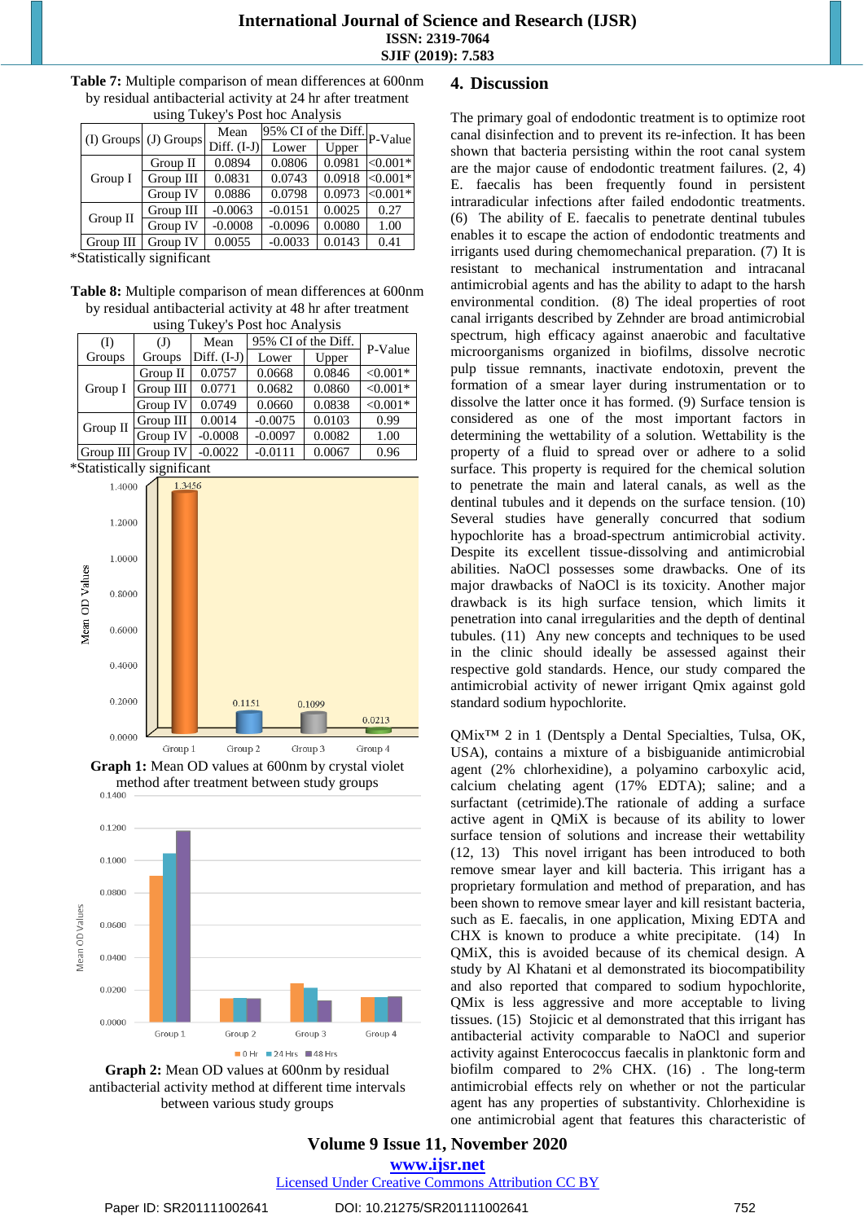**Table 7:** Multiple comparison of mean differences at 600nm by residual antibacterial activity at 24 hr after treatment using Tukey's Post hoc Analysis

| (I) Groups | (J) Groups | Mean Diff. (I-J) | 95% CI of the Diff. | | P-Value |
|---|---|---|---|---|---|
| | | | Lower | Upper | |
| Group I | Group II | 0.0894 | 0.0806 | 0.0981 | <0.001* |
| | Group III | 0.0831 | 0.0743 | 0.0918 | <0.001* |
| | Group IV | 0.0886 | 0.0798 | 0.0973 | <0.001* |
| Group II | Group III | -0.0063 | -0.0151 | 0.0025 | 0.27 |
| | Group IV | -0.0008 | -0.0096 | 0.0080 | 1.00 |
| Group III | Group IV | 0.0055 | -0.0033 | 0.0143 | 0.41 |

*Statistically significant

**Table 8:** Multiple comparison of mean differences at 600nm by residual antibacterial activity at 48 hr after treatment using Tukey's Post hoc Analysis

| (I) Groups | (J) Groups | Mean Diff. (I-J) | 95% CI of the Diff. | | P-Value |
|---|---|---|---|---|---|
| | | | Lower | Upper | |
| Group I | Group II | 0.0757 | 0.0668 | 0.0846 | <0.001* |
| | Group III | 0.0771 | 0.0682 | 0.0860 | <0.001* |
| | Group IV | 0.0749 | 0.0660 | 0.0838 | <0.001* |
| Group II | Group III | 0.0014 | -0.0075 | 0.0103 | 0.99 |
| | Group IV | -0.0008 | -0.0097 | 0.0082 | 1.00 |
| Group III | Group IV | -0.0022 | -0.0111 | 0.0067 | 0.96 |

*Statistically significant

**Graph 1:** Mean OD values at 600nm by crystal violet method after treatment between study groups

**Graph 2:** Mean OD values at 600nm by residual antibacterial activity method at different time intervals between various study groups

## 4. Discussion

The primary goal of endodontic treatment is to optimize root canal disinfection and to prevent its re-infection. It has been shown that bacteria persisting within the root canal system are the major cause of endodontic treatment failures. (2, 4) E. faecalis has been frequently found in persistent intraradicular infections after failed endodontic treatments. (6) The ability of E. faecalis to penetrate dentinal tubules enables it to escape the action of endodontic treatments and irrigants used during chemomechanical preparation. (7) It is resistant to mechanical instrumentation and intracanal antimicrobial agents and has the ability to adapt to the harsh environmental condition. (8) The ideal properties of root canal irrigants described by Zehnder are broad antimicrobial spectrum, high efficacy against anaerobic and facultative microorganisms organized in biofilms, dissolve necrotic pulp tissue remnants, inactivate endotoxin, prevent the formation of a smear layer during instrumentation or to dissolve the latter once it has formed. (9) Surface tension is considered as one of the most important factors in determining the wettability of a solution. Wettability is the property of a fluid to spread over or adhere to a solid surface. This property is required for the chemical solution to penetrate the main and lateral canals, as well as the dentinal tubules and it depends on the surface tension. (10) Several studies have generally concurred that sodium hypochlorite has a broad-spectrum antimicrobial activity. Despite its excellent tissue-dissolving and antimicrobial abilities. NaOCl possesses some drawbacks. One of its major drawbacks of NaOCl is its toxicity. Another major drawback is its high surface tension, which limits it penetration into canal irregularities and the depth of dentinal tubules. (11) Any new concepts and techniques to be used in the clinic should ideally be assessed against their respective gold standards. Hence, our study compared the antimicrobial activity of newer irrigant Qmix against gold standard sodium hypochlorite.

QMix™ 2 in 1 (Dentsply a Dental Specialties, Tulsa, OK, USA), contains a mixture of a bisbiguanide antimicrobial agent (2% chlorhexidine), a polyamino carboxylic acid, calcium chelating agent (17% EDTA); saline; and a surfactant (cetrimide).The rationale of adding a surface active agent in QMiX is because of its ability to lower surface tension of solutions and increase their wettability (12, 13) This novel irrigant has been introduced to both remove smear layer and kill bacteria. This irrigant has a proprietary formulation and method of preparation, and has been shown to remove smear layer and kill resistant bacteria, such as E. faecalis, in one application, Mixing EDTA and CHX is known to produce a white precipitate. (14) In QMiX, this is avoided because of its chemical design. A study by Al Khatani et al demonstrated its biocompatibility and also reported that compared to sodium hypochlorite, QMix is less aggressive and more acceptable to living tissues. (15) Stojicic et al demonstrated that this irrigant has antibacterial activity comparable to NaOCl and superior activity against Enterococcus faecalis in planktonic form and biofilm compared to 2% CHX. (16) . The long-term antimicrobial effects rely on whether or not the particular agent has any properties of substantivity. Chlorhexidine is one antimicrobial agent that features this characteristic of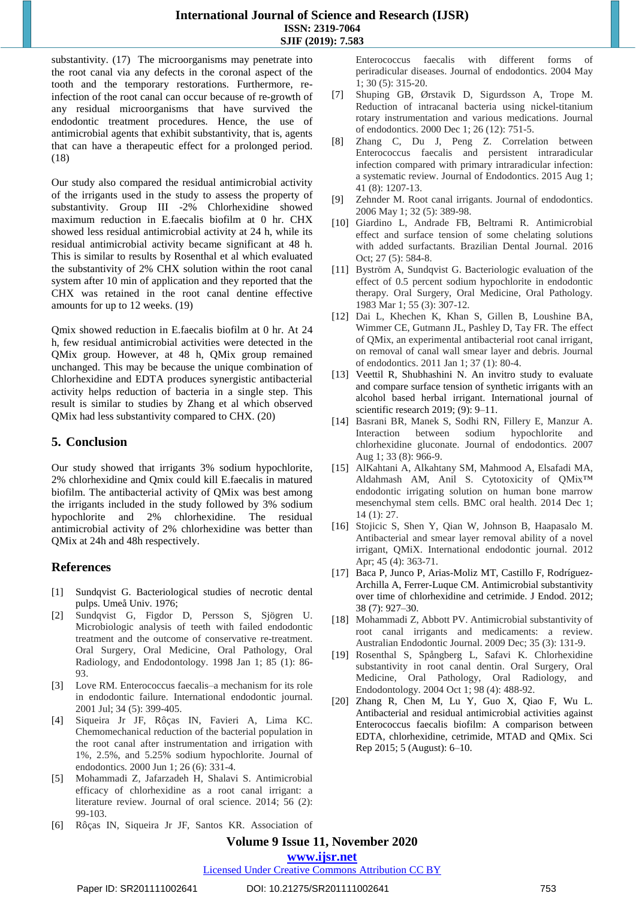substantivity. (17) The microorganisms may penetrate into the root canal via any defects in the coronal aspect of the tooth and the temporary restorations. Furthermore, re-infection of the root canal can occur because of re-growth of any residual microorganisms that have survived the endodontic treatment procedures. Hence, the use of antimicrobial agents that exhibit substantivity, that is, agents that can have a therapeutic effect for a prolonged period. (18)

Our study also compared the residual antimicrobial activity of the irrigants used in the study to assess the property of substantivity. Group III -2% Chlorhexidine showed maximum reduction in E.faecalis biofilm at 0 hr. CHX showed less residual antimicrobial activity at 24 h, while its residual antimicrobial activity became significant at 48 h. This is similar to results by Rosenthal et al which evaluated the substantivity of 2% CHX solution within the root canal system after 10 min of application and they reported that the CHX was retained in the root canal dentine effective amounts for up to 12 weeks. (19)

Qmix showed reduction in E.faecalis biofilm at 0 hr. At 24 h, few residual antimicrobial activities were detected in the QMix group. However, at 48 h, QMix group remained unchanged. This may be because the unique combination of Chlorhexidine and EDTA produces synergistic antibacterial activity helps reduction of bacteria in a single step. This result is similar to studies by Zhang et al which observed QMix had less substantivity compared to CHX. (20)

## 5. Conclusion

Our study showed that irrigants 3% sodium hypochlorite, 2% chlorhexidine and Qmix could kill E.faecalis in matured biofilm. The antibacterial activity of QMix was best among the irrigants included in the study followed by 3% sodium hypochlorite and 2% chlorhexidine. The residual antimicrobial activity of 2% chlorhexidine was better than QMix at 24h and 48h respectively.

## References

[1] Sundqvist G. Bacteriological studies of necrotic dental pulps. Umeå Univ. 1976;

[2] Sundqvist G, Figdor D, Persson S, Sjögren U. Microbiologic analysis of teeth with failed endodontic treatment and the outcome of conservative re-treatment. Oral Surgery, Oral Medicine, Oral Pathology, Oral Radiology, and Endodontology. 1998 Jan 1; 85 (1): 86-93.

[3] Love RM. Enterococcus faecalis–a mechanism for its role in endodontic failure. International endodontic journal. 2001 Jul; 34 (5): 399-405.

[4] Siqueira Jr JF, Rôças IN, Favieri A, Lima KC. Chemomechanical reduction of the bacterial population in the root canal after instrumentation and irrigation with 1%, 2.5%, and 5.25% sodium hypochlorite. Journal of endodontics. 2000 Jun 1; 26 (6): 331-4.

[5] Mohammadi Z, Jafarzadeh H, Shalavi S. Antimicrobial efficacy of chlorhexidine as a root canal irrigant: a literature review. Journal of oral science. 2014; 56 (2): 99-103.

[6] Rôças IN, Siqueira Jr JF, Santos KR. Association of Enterococcus faecalis with different forms of periradicular diseases. Journal of endodontics. 2004 May 1; 30 (5): 315-20.

[7] Shuping GB, Ørstavik D, Sigurdsson A, Trope M. Reduction of intracanal bacteria using nickel-titanium rotary instrumentation and various medications. Journal of endodontics. 2000 Dec 1; 26 (12): 751-5.

[8] Zhang C, Du J, Peng Z. Correlation between Enterococcus faecalis and persistent intraradicular infection compared with primary intraradicular infection: a systematic review. Journal of Endodontics. 2015 Aug 1; 41 (8): 1207-13.

[9] Zehnder M. Root canal irrigants. Journal of endodontics. 2006 May 1; 32 (5): 389-98.

[10] Giardino L, Andrade FB, Beltrami R. Antimicrobial effect and surface tension of some chelating solutions with added surfactants. Brazilian Dental Journal. 2016 Oct; 27 (5): 584-8.

[11] Byström A, Sundqvist G. Bacteriologic evaluation of the effect of 0.5 percent sodium hypochlorite in endodontic therapy. Oral Surgery, Oral Medicine, Oral Pathology. 1983 Mar 1; 55 (3): 307-12.

[12] Dai L, Khechen K, Khan S, Gillen B, Loushine BA, Wimmer CE, Gutmann JL, Pashley D, Tay FR. The effect of QMix, an experimental antibacterial root canal irrigant, on removal of canal wall smear layer and debris. Journal of endodontics. 2011 Jan 1; 37 (1): 80-4.

[13] Veettil R, Shubhashini N. An invitro study to evaluate and compare surface tension of synthetic irrigants with an alcohol based herbal irrigant. International journal of scientific research 2019; (9): 9–11.

[14] Basrani BR, Manek S, Sodhi RN, Fillery E, Manzur A. Interaction between sodium hypochlorite and chlorhexidine gluconate. Journal of endodontics. 2007 Aug 1; 33 (8): 966-9.

[15] AlKahtani A, Alkahtany SM, Mahmood A, Elsafadi MA, Aldahmash AM, Anil S. Cytotoxicity of QMix™ endodontic irrigating solution on human bone marrow mesenchymal stem cells. BMC oral health. 2014 Dec 1; 14 (1): 27.

[16] Stojicic S, Shen Y, Qian W, Johnson B, Haapasalo M. Antibacterial and smear layer removal ability of a novel irrigant, QMiX. International endodontic journal. 2012 Apr; 45 (4): 363-71.

[17] Baca P, Junco P, Arias-Moliz MT, Castillo F, Rodríguez-Archilla A, Ferrer-Luque CM. Antimicrobial substantivity over time of chlorhexidine and cetrimide. J Endod. 2012; 38 (7): 927–30.

[18] Mohammadi Z, Abbott PV. Antimicrobial substantivity of root canal irrigants and medicaments: a review. Australian Endodontic Journal. 2009 Dec; 35 (3): 131-9.

[19] Rosenthal S, Spångberg L, Safavi K. Chlorhexidine substantivity in root canal dentin. Oral Surgery, Oral Medicine, Oral Pathology, Oral Radiology, and Endodontology. 2004 Oct 1; 98 (4): 488-92.

[20] Zhang R, Chen M, Lu Y, Guo X, Qiao F, Wu L. Antibacterial and residual antimicrobial activities against Enterococcus faecalis biofilm: A comparison between EDTA, chlorhexidine, cetrimide, MTAD and QMix. Sci Rep 2015; 5 (August): 6–10.